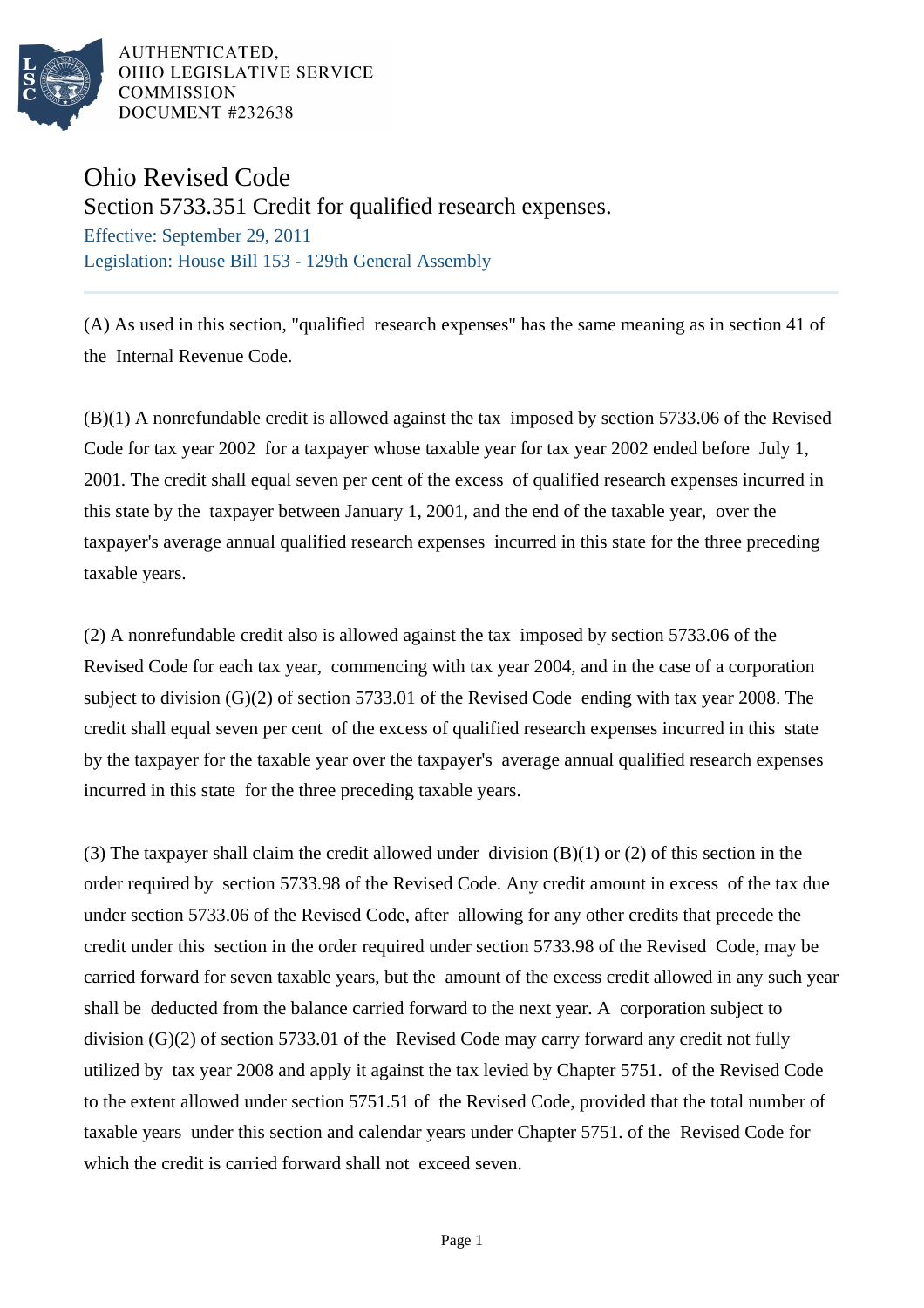AUTHENTICATED,
OHIO LEGISLATIVE SERVICE
COMMISSION
DOCUMENT #232638

# Ohio Revised Code

## Section 5733.351 Credit for qualified research expenses.

Effective: September 29, 2011

Legislation: House Bill 153 - 129th General Assembly

(A) As used in this section, "qualified research expenses" has the same meaning as in section 41 of the Internal Revenue Code.

(B)(1) A nonrefundable credit is allowed against the tax imposed by section 5733.06 of the Revised Code for tax year 2002 for a taxpayer whose taxable year for tax year 2002 ended before July 1, 2001. The credit shall equal seven per cent of the excess of qualified research expenses incurred in this state by the taxpayer between January 1, 2001, and the end of the taxable year, over the taxpayer's average annual qualified research expenses incurred in this state for the three preceding taxable years.

(2) A nonrefundable credit also is allowed against the tax imposed by section 5733.06 of the Revised Code for each tax year, commencing with tax year 2004, and in the case of a corporation subject to division (G)(2) of section 5733.01 of the Revised Code ending with tax year 2008. The credit shall equal seven per cent of the excess of qualified research expenses incurred in this state by the taxpayer for the taxable year over the taxpayer's average annual qualified research expenses incurred in this state for the three preceding taxable years.

(3) The taxpayer shall claim the credit allowed under division (B)(1) or (2) of this section in the order required by section 5733.98 of the Revised Code. Any credit amount in excess of the tax due under section 5733.06 of the Revised Code, after allowing for any other credits that precede the credit under this section in the order required under section 5733.98 of the Revised Code, may be carried forward for seven taxable years, but the amount of the excess credit allowed in any such year shall be deducted from the balance carried forward to the next year. A corporation subject to division (G)(2) of section 5733.01 of the Revised Code may carry forward any credit not fully utilized by tax year 2008 and apply it against the tax levied by Chapter 5751. of the Revised Code to the extent allowed under section 5751.51 of the Revised Code, provided that the total number of taxable years under this section and calendar years under Chapter 5751. of the Revised Code for which the credit is carried forward shall not exceed seven.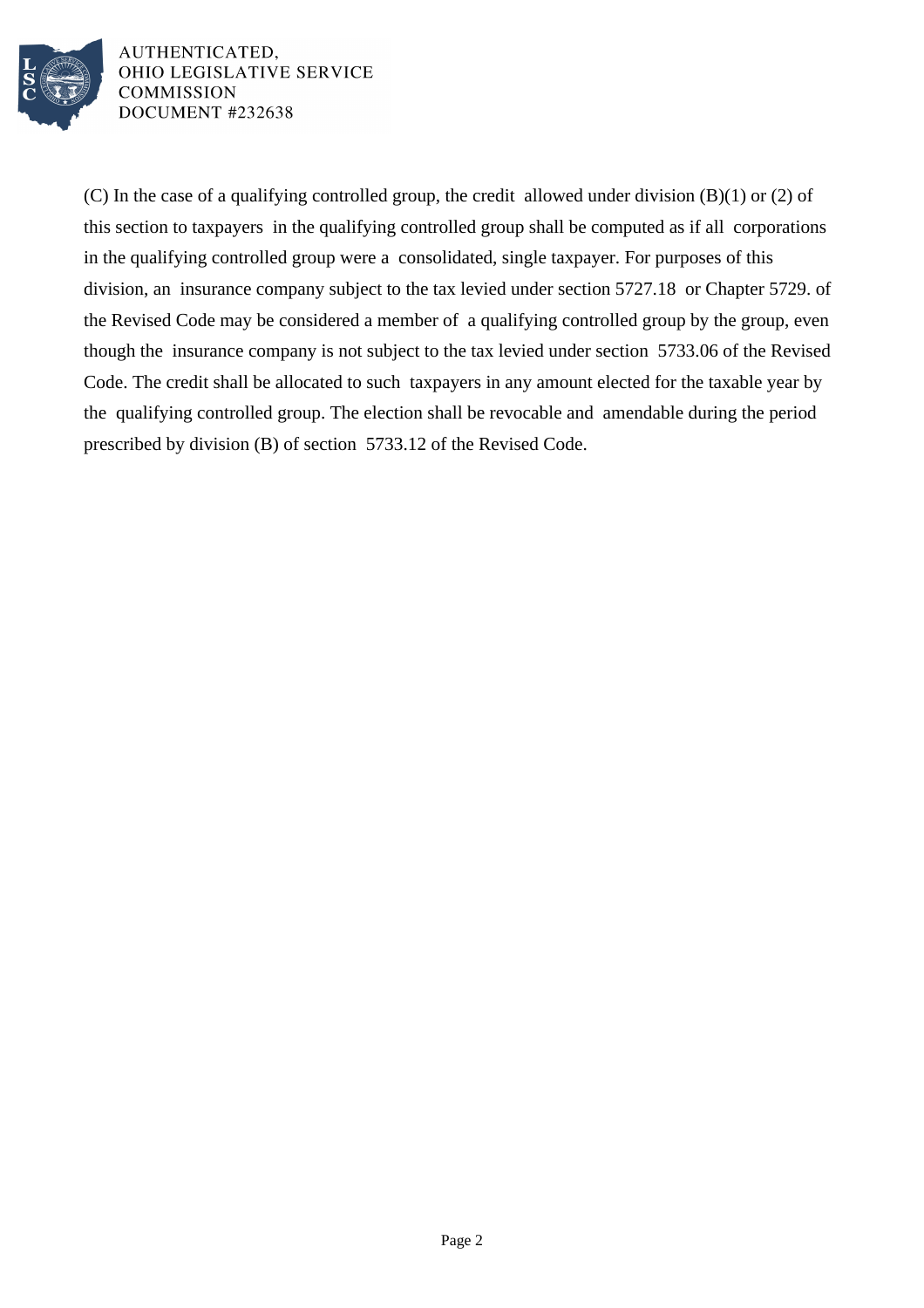(C) In the case of a qualifying controlled group, the credit allowed under division (B)(1) or (2) of this section to taxpayers in the qualifying controlled group shall be computed as if all corporations in the qualifying controlled group were a consolidated, single taxpayer. For purposes of this division, an insurance company subject to the tax levied under section 5727.18 or Chapter 5729. of the Revised Code may be considered a member of a qualifying controlled group by the group, even though the insurance company is not subject to the tax levied under section 5733.06 of the Revised Code. The credit shall be allocated to such taxpayers in any amount elected for the taxable year by the qualifying controlled group. The election shall be revocable and amendable during the period prescribed by division (B) of section 5733.12 of the Revised Code.